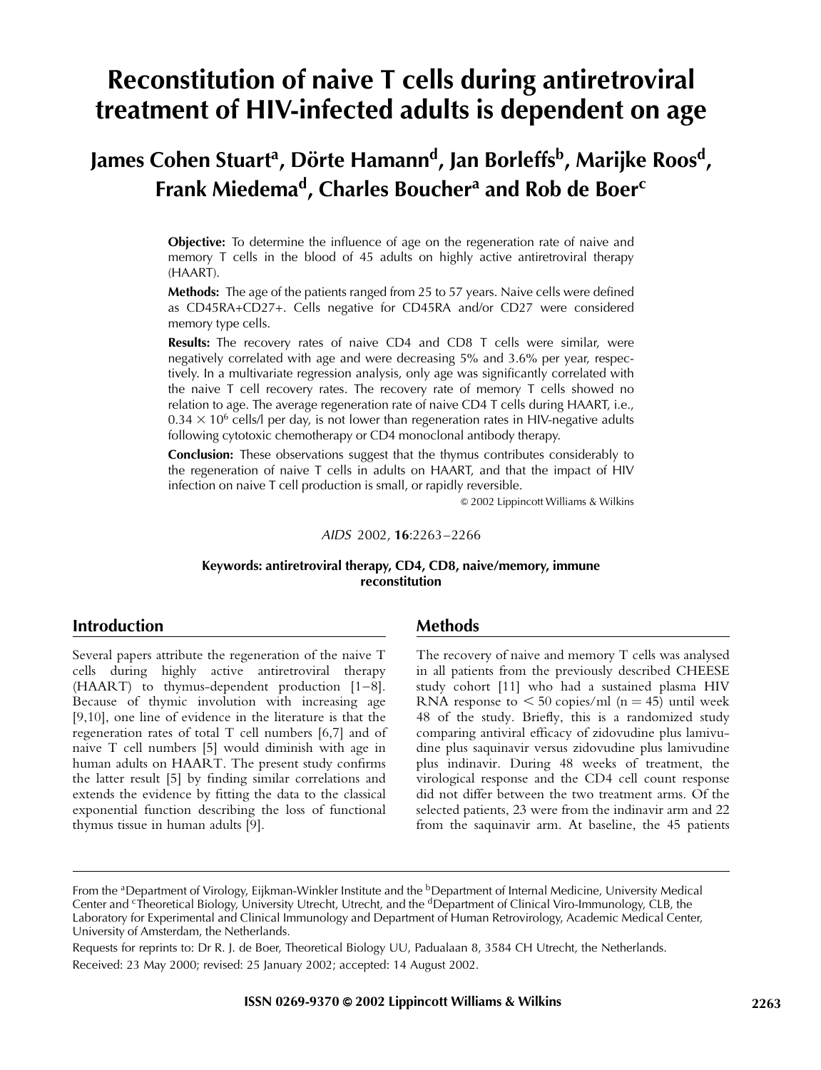# Reconstitution of naive T cells during antiretroviral treatment of HIV-infected adults is dependent on age

## James Cohen Stuart[a], Dörte Hamann[d], Jan Borleffs[b], Marijke Roos[d], Frank Miedema[d], Charles Boucher[a] and Rob de Boer[c]

**Objective:** To determine the influence of age on the regeneration rate of naive and memory T cells in the blood of 45 adults on highly active antiretroviral therapy (HAART).

**Methods:** The age of the patients ranged from 25 to 57 years. Naive cells were defined as CD45RA+CD27+. Cells negative for CD45RA and/or CD27 were considered memory type cells.

**Results:** The recovery rates of naive CD4 and CD8 T cells were similar, were negatively correlated with age and were decreasing 5% and 3.6% per year, respectively. In a multivariate regression analysis, only age was significantly correlated with the naive T cell recovery rates. The recovery rate of memory T cells showed no relation to age. The average regeneration rate of naive CD4 T cells during HAART, i.e., $0.34 \times 10^6$ cells/l per day, is not lower than regeneration rates in HIV-negative adults following cytotoxic chemotherapy or CD4 monoclonal antibody therapy.

**Conclusion:** These observations suggest that the thymus contributes considerably to the regeneration of naive T cells in adults on HAART, and that the impact of HIV infection on naive T cell production is small, or rapidly reversible.

© 2002 Lippincott Williams & Wilkins

*AIDS* 2002, **16**:2263–2266

**Keywords: antiretroviral therapy, CD4, CD8, naive/memory, immune reconstitution**

## Introduction

Several papers attribute the regeneration of the naive T cells during highly active antiretroviral therapy (HAART) to thymus-dependent production [1–8]. Because of thymic involution with increasing age [9,10], one line of evidence in the literature is that the regeneration rates of total T cell numbers [6,7] and of naive T cell numbers [5] would diminish with age in human adults on HAART. The present study confirms the latter result [5] by finding similar correlations and extends the evidence by fitting the data to the classical exponential function describing the loss of functional thymus tissue in human adults [9].

## Methods

The recovery of naive and memory T cells was analysed in all patients from the previously described CHEESE study cohort [11] who had a sustained plasma HIV RNA response to < 50 copies/ml (n = 45) until week 48 of the study. Briefly, this is a randomized study comparing antiviral efficacy of zidovudine plus lamivudine plus saquinavir versus zidovudine plus lamivudine plus indinavir. During 48 weeks of treatment, the virological response and the CD4 cell count response did not differ between the two treatment arms. Of the selected patients, 23 were from the indinavir arm and 22 from the saquinavir arm. At baseline, the 45 patients

---

From the [a]Department of Virology, Eijkman-Winkler Institute and the [b]Department of Internal Medicine, University Medical Center and [c]Theoretical Biology, University Utrecht, Utrecht, and the [d]Department of Clinical Viro-Immunology, CLB, the Laboratory for Experimental and Clinical Immunology and Department of Human Retrovirology, Academic Medical Center, University of Amsterdam, the Netherlands.

Requests for reprints to: Dr R. J. de Boer, Theoretical Biology UU, Padualaan 8, 3584 CH Utrecht, the Netherlands.

Received: 23 May 2000; revised: 25 January 2002; accepted: 14 August 2002.

ISSN 0269-9370 © 2002 Lippincott Williams & Wilkins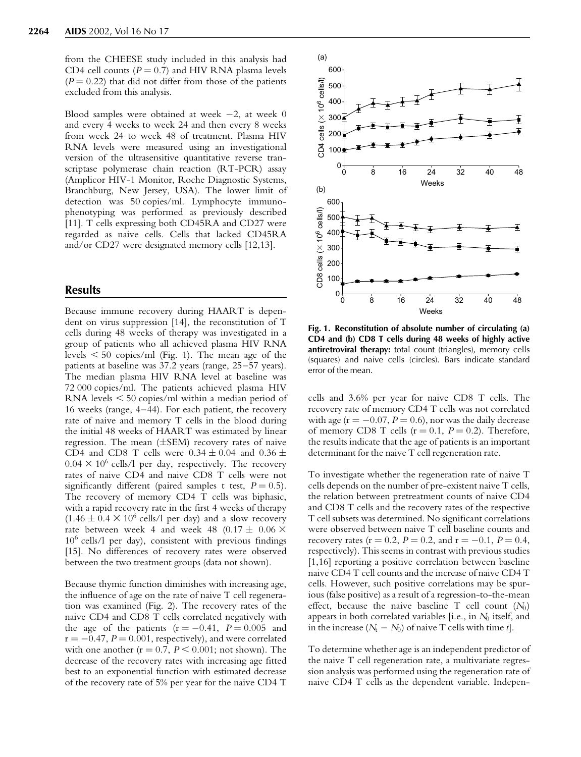from the CHEESE study included in this analysis had CD4 cell counts ($P = 0.7$) and HIV RNA plasma levels ($P = 0.22$) that did not differ from those of the patients excluded from this analysis.

Blood samples were obtained at week −2, at week 0 and every 4 weeks to week 24 and then every 8 weeks from week 24 to week 48 of treatment. Plasma HIV RNA levels were measured using an investigational version of the ultrasensitive quantitative reverse transcriptase polymerase chain reaction (RT-PCR) assay (Amplicor HIV-1 Monitor, Roche Diagnostic Systems, Branchburg, New Jersey, USA). The lower limit of detection was 50 copies/ml. Lymphocyte immunophenotyping was performed as previously described [11]. T cells expressing both CD45RA and CD27 were regarded as naive cells. Cells that lacked CD45RA and/or CD27 were designated memory cells [12,13].

## Results

Because immune recovery during HAART is dependent on virus suppression [14], the reconstitution of T cells during 48 weeks of therapy was investigated in a group of patients who all achieved plasma HIV RNA levels < 50 copies/ml (Fig. 1). The mean age of the patients at baseline was 37.2 years (range, 25–57 years). The median plasma HIV RNA level at baseline was 72 000 copies/ml. The patients achieved plasma HIV RNA levels < 50 copies/ml within a median period of 16 weeks (range, 4–44). For each patient, the recovery rate of naive and memory T cells in the blood during the initial 48 weeks of HAART was estimated by linear regression. The mean (±SEM) recovery rates of naive CD4 and CD8 T cells were $0.34 \pm 0.04$ and $0.36 \pm 0.04 \times 10^6$ cells/l per day, respectively. The recovery rates of naive CD4 and naive CD8 T cells were not significantly different (paired samples t test, $P = 0.5$). The recovery of memory CD4 T cells was biphasic, with a rapid recovery rate in the first 4 weeks of therapy ($1.46 \pm 0.4 \times 10^6$ cells/l per day) and a slow recovery rate between week 4 and week 48 ($0.17 \pm 0.06 \times 10^6$ cells/l per day), consistent with previous findings [15]. No differences of recovery rates were observed between the two treatment groups (data not shown).

Because thymic function diminishes with increasing age, the influence of age on the rate of naive T cell regeneration was examined (Fig. 2). The recovery rates of the naive CD4 and CD8 T cells correlated negatively with the age of the patients ($r = -0.41$, $P = 0.005$ and $r = -0.47$, $P = 0.001$, respectively), and were correlated with one another ($r = 0.7$, $P < 0.001$; not shown). The decrease of the recovery rates with increasing age fitted best to an exponential function with estimated decrease of the recovery rate of 5% per year for the naive CD4 T cells and 3.6% per year for naive CD8 T cells. The recovery rate of memory CD4 T cells was not correlated with age ($r = -0.07$, $P = 0.6$), nor was the daily decrease of memory CD8 T cells ($r = 0.1$, $P = 0.2$). Therefore, the results indicate that the age of patients is an important determinant for the naive T cell regeneration rate.

**Fig. 1. Reconstitution of absolute number of circulating (a) CD4 and (b) CD8 T cells during 48 weeks of highly active antiretroviral therapy:** total count (triangles), memory cells (squares) and naive cells (circles). Bars indicate standard error of the mean.

To investigate whether the regeneration rate of naive T cells depends on the number of pre-existent naive T cells, the relation between pretreatment counts of naive CD4 and CD8 T cells and the recovery rates of the respective T cell subsets was determined. No significant correlations were observed between naive T cell baseline counts and recovery rates ($r = 0.2$, $P = 0.2$, and $r = -0.1$, $P = 0.4$, respectively). This seems in contrast with previous studies [1,16] reporting a positive correlation between baseline naive CD4 T cell counts and the increase of naive CD4 T cells. However, such positive correlations may be spurious (false positive) as a result of a regression-to-the-mean effect, because the naive baseline T cell count ($N_0$) appears in both correlated variables [i.e., in $N_0$ itself, and in the increase ($N_t - N_0$) of naive T cells with time $t$].

To determine whether age is an independent predictor of the naive T cell regeneration rate, a multivariate regression analysis was performed using the regeneration rate of naive CD4 T cells as the dependent variable. Indepen-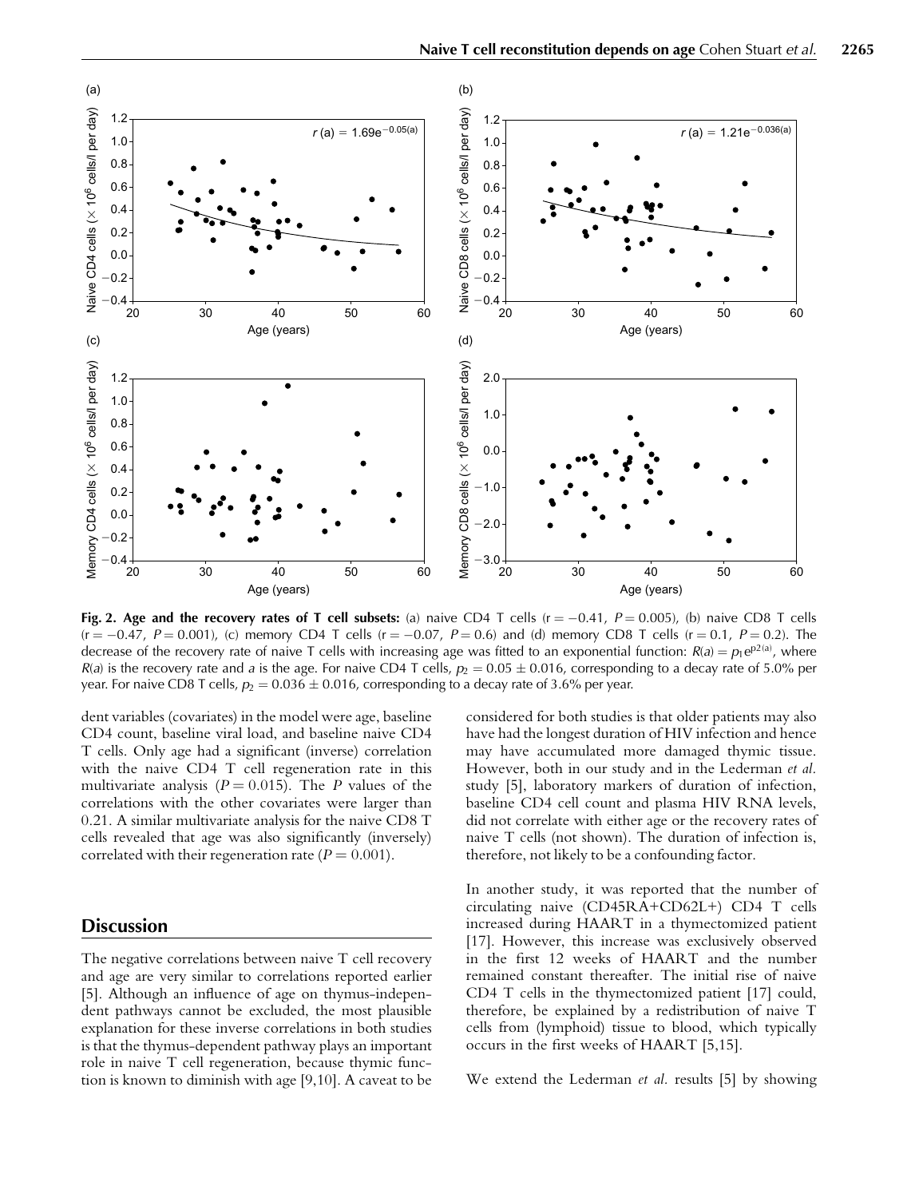**Fig. 2. Age and the recovery rates of T cell subsets:** (a) naive CD4 T cells ($r = -0.41$, $P = 0.005$), (b) naive CD8 T cells ($r = -0.47$, $P = 0.001$), (c) memory CD4 T cells ($r = -0.07$, $P = 0.6$) and (d) memory CD8 T cells ($r = 0.1$, $P = 0.2$). The decrease of the recovery rate of naive T cells with increasing age was fitted to an exponential function: $R(a) = p_1 e^{p_2(a)}$, where $R(a)$ is the recovery rate and $a$ is the age. For naive CD4 T cells, $p_2 = 0.05 \pm 0.016$, corresponding to a decay rate of 5.0% per year. For naive CD8 T cells, $p_2 = 0.036 \pm 0.016$, corresponding to a decay rate of 3.6% per year.

dent variables (covariates) in the model were age, baseline CD4 count, baseline viral load, and baseline naive CD4 T cells. Only age had a significant (inverse) correlation with the naive CD4 T cell regeneration rate in this multivariate analysis ($P = 0.015$). The $P$ values of the correlations with the other covariates were larger than 0.21. A similar multivariate analysis for the naive CD8 T cells revealed that age was also significantly (inversely) correlated with their regeneration rate ($P = 0.001$).

## Discussion

The negative correlations between naive T cell recovery and age are very similar to correlations reported earlier [5]. Although an influence of age on thymus-independent pathways cannot be excluded, the most plausible explanation for these inverse correlations in both studies is that the thymus-dependent pathway plays an important role in naive T cell regeneration, because thymic function is known to diminish with age [9,10]. A caveat to be considered for both studies is that older patients may also have had the longest duration of HIV infection and hence may have accumulated more damaged thymic tissue. However, both in our study and in the Lederman *et al.* study [5], laboratory markers of duration of infection, baseline CD4 cell count and plasma HIV RNA levels, did not correlate with either age or the recovery rates of naive T cells (not shown). The duration of infection is, therefore, not likely to be a confounding factor.

In another study, it was reported that the number of circulating naive (CD45RA+CD62L+) CD4 T cells increased during HAART in a thymectomized patient [17]. However, this increase was exclusively observed in the first 12 weeks of HAART and the number remained constant thereafter. The initial rise of naive CD4 T cells in the thymectomized patient [17] could, therefore, be explained by a redistribution of naive T cells from (lymphoid) tissue to blood, which typically occurs in the first weeks of HAART [5,15].

We extend the Lederman *et al.* results [5] by showing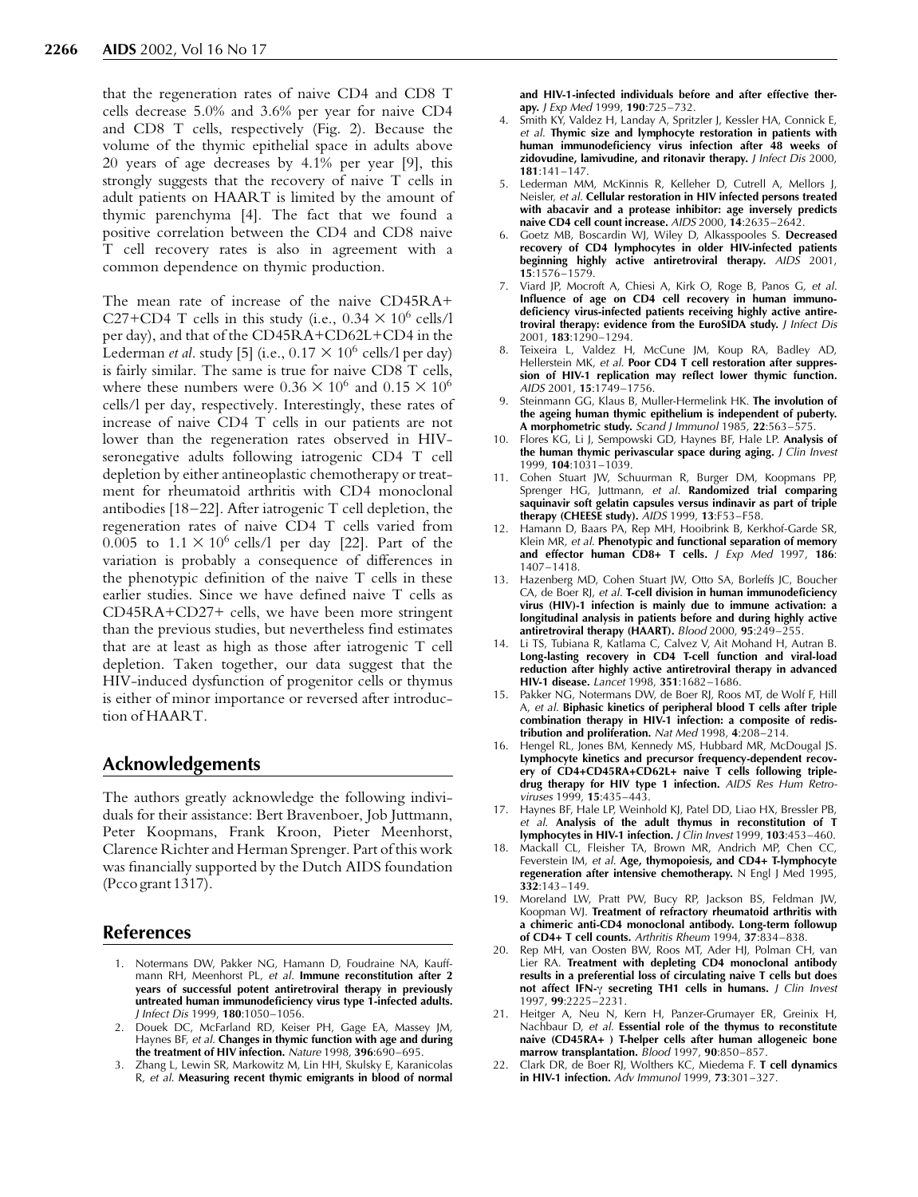that the regeneration rates of naive CD4 and CD8 T cells decrease 5.0% and 3.6% per year for naive CD4 and CD8 T cells, respectively (Fig. 2). Because the volume of the thymic epithelial space in adults above 20 years of age decreases by 4.1% per year [9], this strongly suggests that the recovery of naive T cells in adult patients on HAART is limited by the amount of thymic parenchyma [4]. The fact that we found a positive correlation between the CD4 and CD8 naive T cell recovery rates is also in agreement with a common dependence on thymic production.

The mean rate of increase of the naive CD45RA+ C27+CD4 T cells in this study (i.e., $0.34 \times 10^6$ cells/l per day), and that of the CD45RA+CD62L+CD4 in the Lederman *et al.* study [5] (i.e., $0.17 \times 10^6$ cells/l per day) is fairly similar. The same is true for naive CD8 T cells, where these numbers were $0.36 \times 10^6$ and $0.15 \times 10^6$ cells/l per day, respectively. Interestingly, these rates of increase of naive CD4 T cells in our patients are not lower than the regeneration rates observed in HIV-seronegative adults following iatrogenic CD4 T cell depletion by either antineoplastic chemotherapy or treatment for rheumatoid arthritis with CD4 monoclonal antibodies [18–22]. After iatrogenic T cell depletion, the regeneration rates of naive CD4 T cells varied from 0.005 to $1.1 \times 10^6$ cells/l per day [22]. Part of the variation is probably a consequence of differences in the phenotypic definition of the naive T cells in these earlier studies. Since we have defined naive T cells as CD45RA+CD27+ cells, we have been more stringent than the previous studies, but nevertheless find estimates that are at least as high as those after iatrogenic T cell depletion. Taken together, our data suggest that the HIV-induced dysfunction of progenitor cells or thymus is either of minor importance or reversed after introduction of HAART.

## Acknowledgements

The authors greatly acknowledge the following individuals for their assistance: Bert Bravenboer, Job Juttmann, Peter Koopmans, Frank Kroon, Pieter Meenhorst, Clarence Richter and Herman Sprenger. Part of this work was financially supported by the Dutch AIDS foundation (Pcco grant 1317).

## References

1. Notermans DW, Pakker NG, Hamann D, Foudraine NA, Kauffmann RH, Meenhorst PL, *et al.* **Immune reconstitution after 2 years of successful potent antiretroviral therapy in previously untreated human immunodeficiency virus type 1-infected adults.** *J Infect Dis* 1999, **180**:1050–1056.
2. Douek DC, McFarland RD, Keiser PH, Gage EA, Massey JM, Haynes BF, *et al.* **Changes in thymic function with age and during the treatment of HIV infection.** *Nature* 1998, **396**:690–695.
3. Zhang L, Lewin SR, Markowitz M, Lin HH, Skulsky E, Karanicolas R, *et al.* **Measuring recent thymic emigrants in blood of normal and HIV-1-infected individuals before and after effective therapy.** *J Exp Med* 1999, **190**:725–732.
4. Smith KY, Valdez H, Landay A, Spritzler J, Kessler HA, Connick E, *et al.* **Thymic size and lymphocyte restoration in patients with human immunodeficiency virus infection after 48 weeks of zidovudine, lamivudine, and ritonavir therapy.** *J Infect Dis* 2000, **181**:141–147.
5. Lederman MM, McKinnis R, Kelleher D, Cutrell A, Mellors J, Neisler, *et al.* **Cellular restoration in HIV infected persons treated with abacavir and a protease inhibitor: age inversely predicts naive CD4 cell count increase.** *AIDS* 2000, **14**:2635–2642.
6. Goetz MB, Boscardin WJ, Wiley D, Alkasspooles S. **Decreased recovery of CD4 lymphocytes in older HIV-infected patients beginning highly active antiretroviral therapy.** *AIDS* 2001, **15**:1576–1579.
7. Viard JP, Mocroft A, Chiesi A, Kirk O, Roge B, Panos G, *et al.* **Influence of age on CD4 cell recovery in human immunodeficiency virus-infected patients receiving highly active antiretroviral therapy: evidence from the EuroSIDA study.** *J Infect Dis* 2001, **183**:1290–1294.
8. Teixeira L, Valdez H, McCune JM, Koup RA, Badley AD, Hellerstein MK, *et al.* **Poor CD4 T cell restoration after suppression of HIV-1 replication may reflect lower thymic function.** *AIDS* 2001, **15**:1749–1756.
9. Steinmann GG, Klaus B, Muller-Hermelink HK. **The involution of the ageing human thymic epithelium is independent of puberty. A morphometric study.** *Scand J Immunol* 1985, **22**:563–575.
10. Flores KG, Li J, Sempowski GD, Haynes BF, Hale LP. **Analysis of the human thymic perivascular space during aging.** *J Clin Invest* 1999, **104**:1031–1039.
11. Cohen Stuart JW, Schuurman R, Burger DM, Koopmans PP, Sprenger HG, Juttmann, *et al.* **Randomized trial comparing saquinavir soft gelatin capsules versus indinavir as part of triple therapy (CHEESE study).** *AIDS* 1999, **13**:F53–F58.
12. Hamann D, Baars PA, Rep MH, Hooibrink B, Kerkhof-Garde SR, Klein MR, *et al.* **Phenotypic and functional separation of memory and effector human CD8+ T cells.** *J Exp Med* 1997, **186**: 1407–1418.
13. Hazenberg MD, Cohen Stuart JW, Otto SA, Borleffs JC, Boucher CA, de Boer RJ, *et al.* **T-cell division in human immunodeficiency virus (HIV)-1 infection is mainly due to immune activation: a longitudinal analysis in patients before and during highly active antiretroviral therapy (HAART).** *Blood* 2000, **95**:249–255.
14. Li TS, Tubiana R, Katlama C, Calvez V, Ait Mohand H, Autran B. **Long-lasting recovery in CD4 T-cell function and viral-load reduction after highly active antiretroviral therapy in advanced HIV-1 disease.** *Lancet* 1998, **351**:1682–1686.
15. Pakker NG, Notermans DW, de Boer RJ, Roos MT, de Wolf F, Hill A, *et al.* **Biphasic kinetics of peripheral blood T cells after triple combination therapy in HIV-1 infection: a composite of redistribution and proliferation.** *Nat Med* 1998, **4**:208–214.
16. Hengel RL, Jones BM, Kennedy MS, Hubbard MR, McDougal JS. **Lymphocyte kinetics and precursor frequency-dependent recovery of CD4+CD45RA+CD62L+ naive T cells following triple-drug therapy for HIV type 1 infection.** *AIDS Res Hum Retroviruses* 1999, **15**:435–443.
17. Haynes BF, Hale LP, Weinhold KJ, Patel DD, Liao HX, Bressler PB, *et al.* **Analysis of the adult thymus in reconstitution of T lymphocytes in HIV-1 infection.** *J Clin Invest* 1999, **103**:453–460.
18. Mackall CL, Fleisher TA, Brown MR, Andrich MP, Chen CC, Feverstein IM, *et al.* **Age, thymopoiesis, and CD4+ T-lymphocyte regeneration after intensive chemotherapy.** N Engl J Med 1995, **332**:143–149.
19. Moreland LW, Pratt PW, Bucy RP, Jackson BS, Feldman JW, Koopman WJ. **Treatment of refractory rheumatoid arthritis with a chimeric anti-CD4 monoclonal antibody. Long-term followup of CD4+ T cell counts.** *Arthritis Rheum* 1994, **37**:834–838.
20. Rep MH, van Oosten BW, Roos MT, Ader HJ, Polman CH, van Lier RA. **Treatment with depleting CD4 monoclonal antibody results in a preferential loss of circulating naive T cells but does not affect IFN-γ secreting TH1 cells in humans.** *J Clin Invest* 1997, **99**:2225–2231.
21. Heitger A, Neu N, Kern H, Panzer-Grumayer ER, Greinix H, Nachbaur D, *et al.* **Essential role of the thymus to reconstitute naive (CD45RA+ ) T-helper cells after human allogeneic bone marrow transplantation.** *Blood* 1997, **90**:850–857.
22. Clark DR, de Boer RJ, Wolthers KC, Miedema F. **T cell dynamics in HIV-1 infection.** *Adv Immunol* 1999, **73**:301–327.